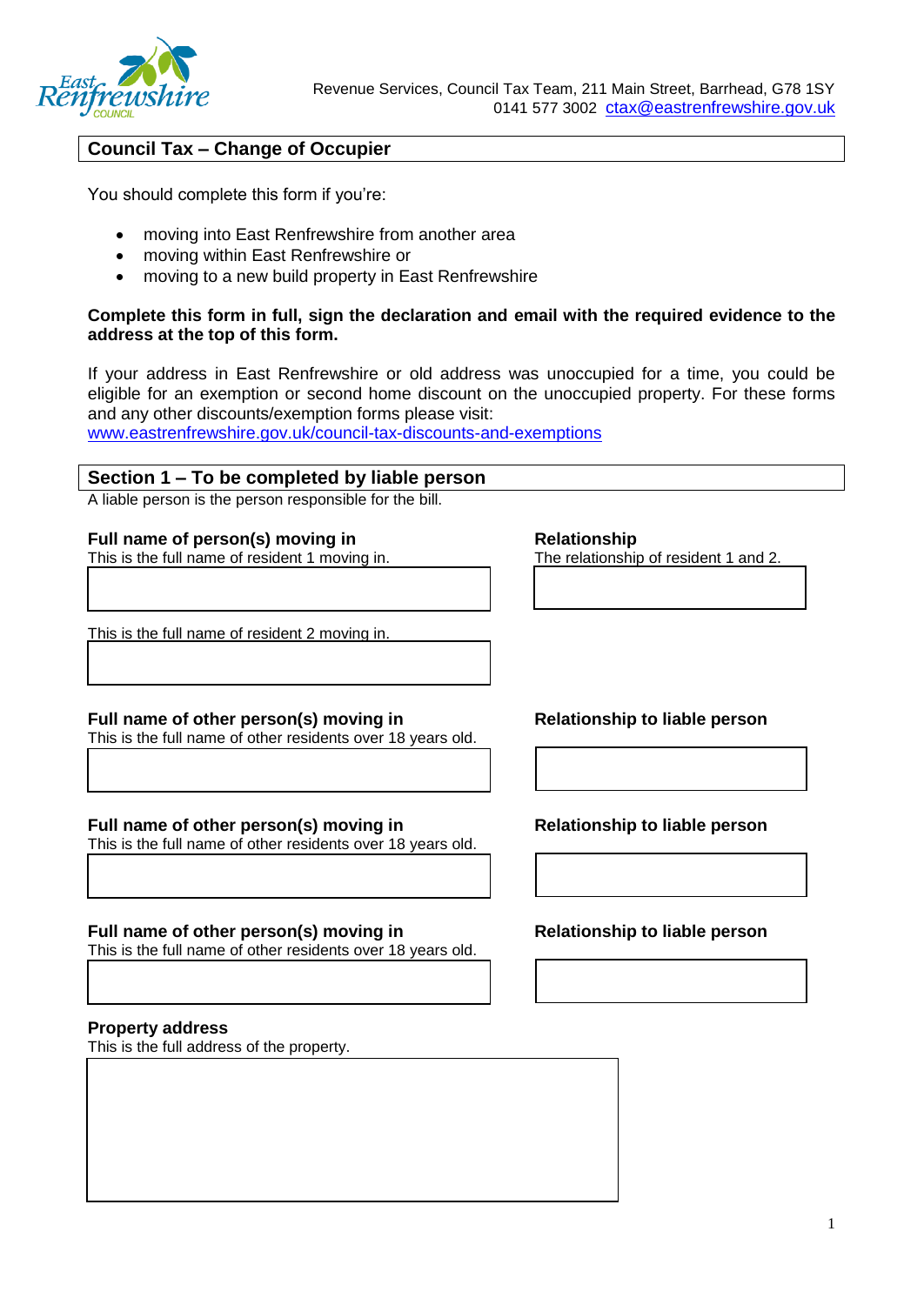Revenue Services, Council Tax Team, 211 Main Street, Barrhead, G78 1SY
0141 577 3002 ctax@eastrenfrewshire.gov.uk

## Council Tax – Change of Occupier

You should complete this form if you're:

- moving into East Renfrewshire from another area
- moving within East Renfrewshire or
- moving to a new build property in East Renfrewshire

**Complete this form in full, sign the declaration and email with the required evidence to the address at the top of this form.**

If your address in East Renfrewshire or old address was unoccupied for a time, you could be eligible for an exemption or second home discount on the unoccupied property. For these forms and any other discounts/exemption forms please visit:
www.eastrenfrewshire.gov.uk/council-tax-discounts-and-exemptions

## Section 1 – To be completed by liable person

A liable person is the person responsible for the bill.

**Full name of person(s) moving in**
This is the full name of resident 1 moving in.

**Relationship**
The relationship of resident 1 and 2.

This is the full name of resident 2 moving in.

**Full name of other person(s) moving in**
This is the full name of other residents over 18 years old.

**Relationship to liable person**

**Full name of other person(s) moving in**
This is the full name of other residents over 18 years old.

**Relationship to liable person**

**Full name of other person(s) moving in**
This is the full name of other residents over 18 years old.

**Relationship to liable person**

**Property address**
This is the full address of the property.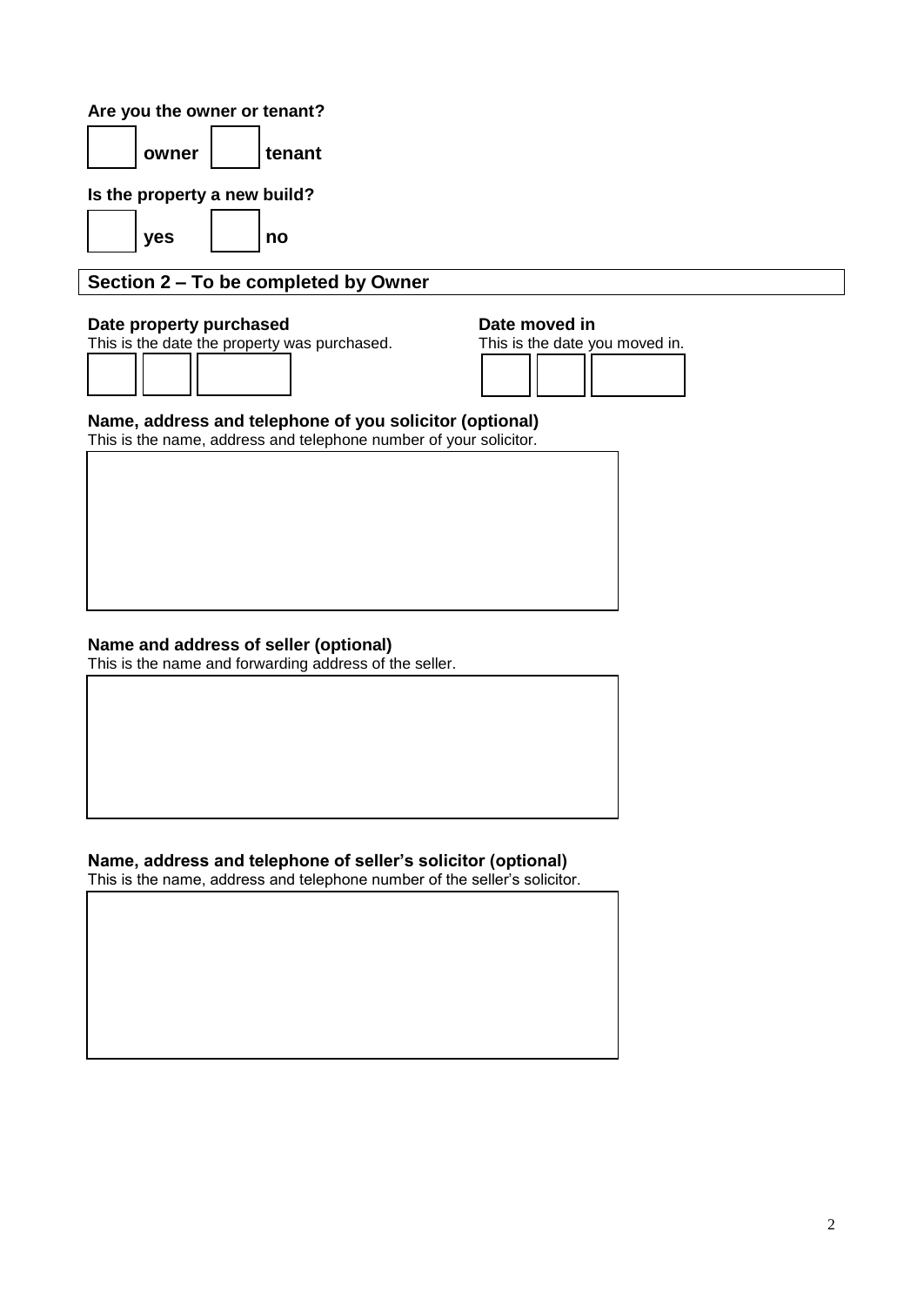**Are you the owner or tenant?**

☐ **owner** ☐ **tenant**

**Is the property a new build?**

☐ **yes** ☐ **no**

## Section 2 – To be completed by Owner

**Date property purchased**
This is the date the property was purchased.

| | | |
|---|---|---|
| | | |

**Date moved in**
This is the date you moved in.

| | | |
|---|---|---|
| | | |

**Name, address and telephone of you solicitor (optional)**
This is the name, address and telephone number of your solicitor.

| |
|---|
| |

**Name and address of seller (optional)**
This is the name and forwarding address of the seller.

| |
|---|
| |

**Name, address and telephone of seller's solicitor (optional)**
This is the name, address and telephone number of the seller's solicitor.

| |
|---|
| |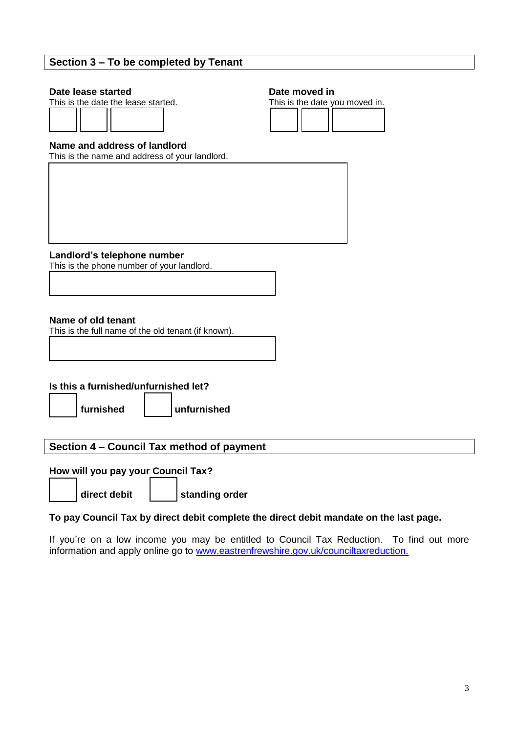## Section 3 – To be completed by Tenant

**Date lease started**
This is the date the lease started.

**Date moved in**
This is the date you moved in.

**Name and address of landlord**
This is the name and address of your landlord.

**Landlord's telephone number**
This is the phone number of your landlord.

**Name of old tenant**
This is the full name of the old tenant (if known).

**Is this a furnished/unfurnished let?**

☐ **furnished** ☐ **unfurnished**

## Section 4 – Council Tax method of payment

**How will you pay your Council Tax?**

☐ **direct debit** ☐ **standing order**

**To pay Council Tax by direct debit complete the direct debit mandate on the last page.**

If you're on a low income you may be entitled to Council Tax Reduction. To find out more information and apply online go to www.eastrenfrewshire.gov.uk/counciltaxreduction.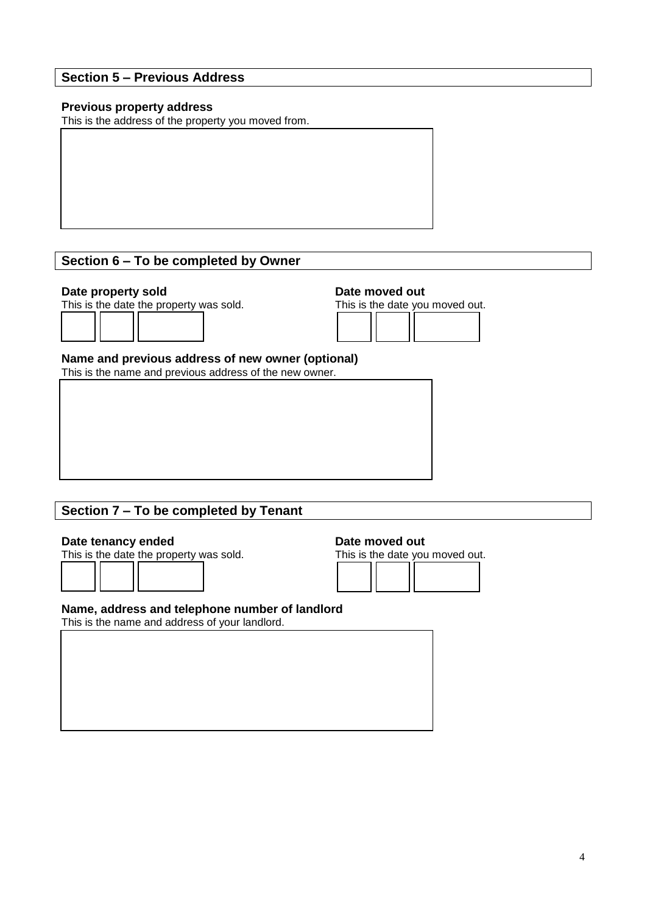## Section 5 – Previous Address

**Previous property address**

This is the address of the property you moved from.

## Section 6 – To be completed by Owner

**Date property sold**

This is the date the property was sold.

**Date moved out**

This is the date you moved out.

**Name and previous address of new owner (optional)**

This is the name and previous address of the new owner.

## Section 7 – To be completed by Tenant

**Date tenancy ended**

This is the date the property was sold.

**Date moved out**

This is the date you moved out.

**Name, address and telephone number of landlord**

This is the name and address of your landlord.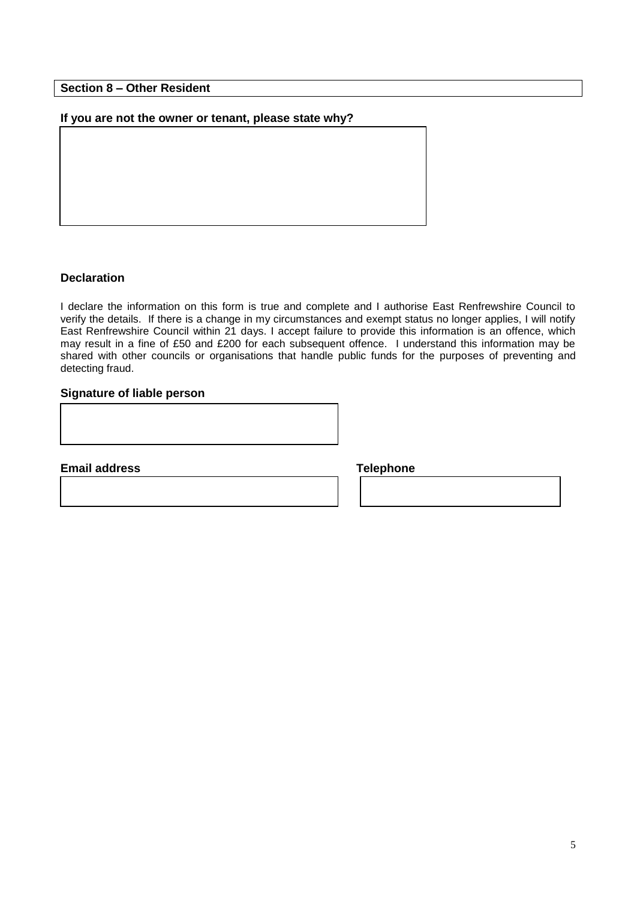## Section 8 – Other Resident

**If you are not the owner or tenant, please state why?**

### Declaration

I declare the information on this form is true and complete and I authorise East Renfrewshire Council to verify the details. If there is a change in my circumstances and exempt status no longer applies, I will notify East Renfrewshire Council within 21 days. I accept failure to provide this information is an offence, which may result in a fine of £50 and £200 for each subsequent offence. I understand this information may be shared with other councils or organisations that handle public funds for the purposes of preventing and detecting fraud.

**Signature of liable person**

**Email address**

**Telephone**